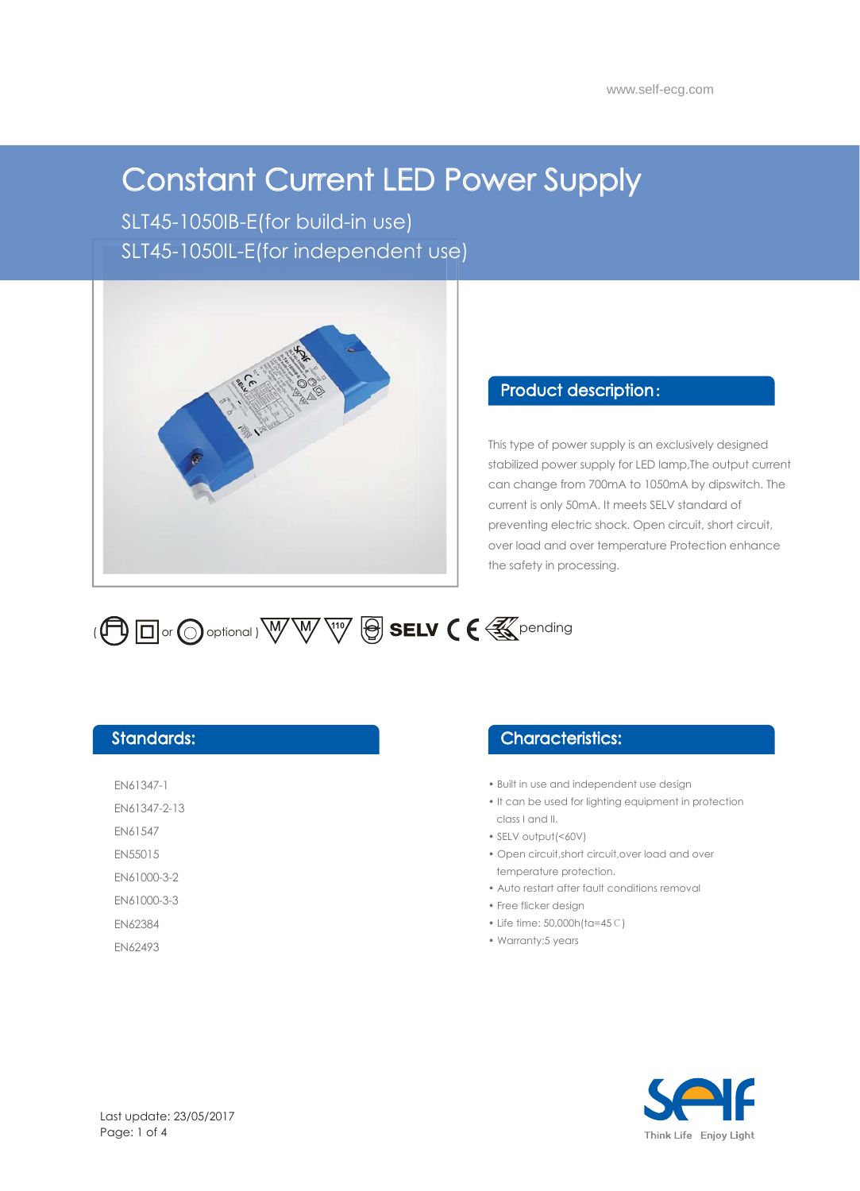# Constant Current LED Power Supply

SLT45-1050IB-E(for build-in use)

SLT45-1050IL-E(for independent use)

## Product description:

This type of power supply is an exclusively designed stabilized power supply for LED lamp,The output current can change from 700mA to 1050mA by dipswitch. The current is only 50mA. It meets SELV standard of preventing electric shock. Open circuit, short circuit, over load and over temperature Protection enhance the safety in processing.

( or optional ) SELV CE pending

## Standards:

EN61347-1

EN61347-2-13

EN61547

EN55015

EN61000-3-2

EN61000-3-3

EN62384

EN62493

## Characteristics:

- Built in use and independent use design
- It can be used for lighting equipment in protection class I and II.
- SELV output(<60V)
- Open circuit,short circuit,over load and over temperature protection.
- Auto restart after fault conditions removal
- Free flicker design
- Life time: 50,000h(ta=45℃)
- Warranty:5 years

Last update: 23/05/2017

Think Life Enjoy Light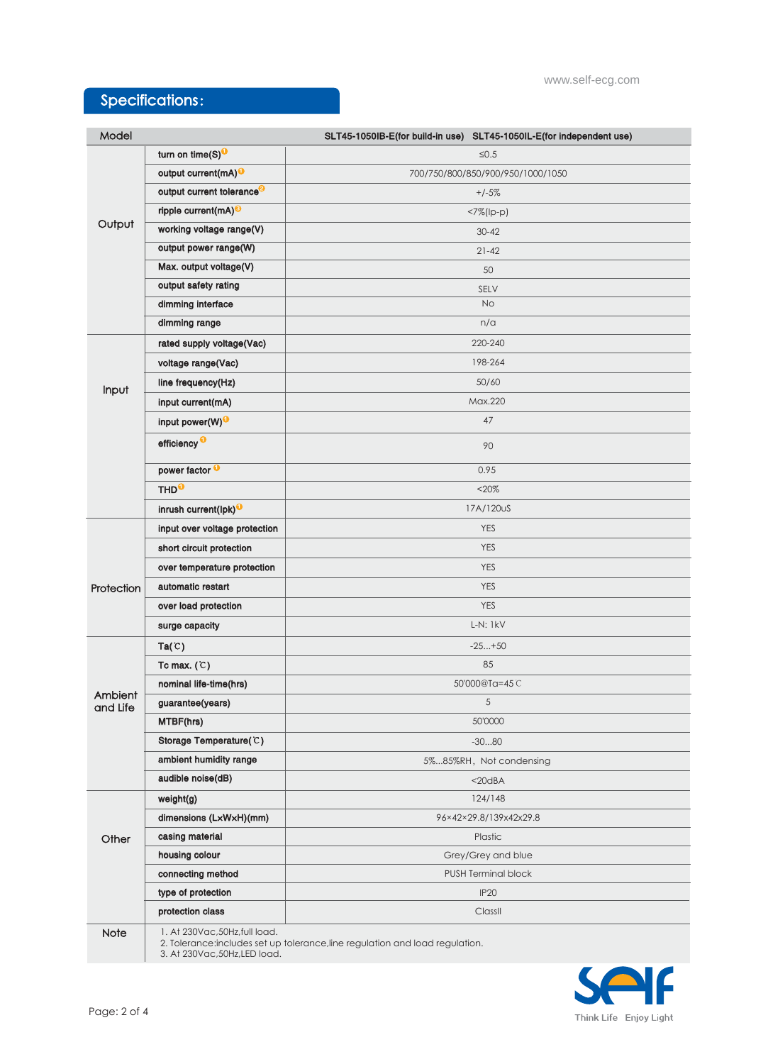## Specifications:

| Model | | SLT45-1050IB-E(for build-in use) SLT45-1050IL-E(for independent use) |
|---|---|---|
| Output | turn on time(S)[1] | ≤0.5 |
| | output current(mA)[1] | 700/750/800/850/900/950/1000/1050 |
| | output current tolerance[2] | +/-5% |
| | ripple current(mA)[3] | <7%(Ip-p) |
| | working voltage range(V) | 30-42 |
| | output power range(W) | 21-42 |
| | Max. output voltage(V) | 50 |
| | output safety rating | SELV |
| | dimming interface | No |
| | dimming range | n/a |
| Input | rated supply voltage(Vac) | 220-240 |
| | voltage range(Vac) | 198-264 |
| | line frequency(Hz) | 50/60 |
| | input current(mA) | Max.220 |
| | input power(W)[1] | 47 |
| | efficiency[1] | 90 |
| | power factor[1] | 0.95 |
| | THD[1] | <20% |
| | inrush current(Ipk)[1] | 17A/120uS |
| Protection | input over voltage protection | YES |
| | short circuit protection | YES |
| | over temperature protection | YES |
| | automatic restart | YES |
| | over load protection | YES |
| | surge capacity | L-N: 1kV |
| Ambient and Life | Ta(℃) | -25...+50 |
| | Tc max. (℃) | 85 |
| | nominal life-time(hrs) | 50'000@Ta=45℃ |
| | guarantee(years) | 5 |
| | MTBF(hrs) | 50'0000 |
| | Storage Temperature(℃) | -30...80 |
| | ambient humidity range | 5%...85%RH，Not condensing |
| | audible noise(dB) | <20dBA |
| Other | weight(g) | 124/148 |
| | dimensions (LxWxH)(mm) | 96×42×29.8/139x42x29.8 |
| | casing material | Plastic |
| | housing colour | Grey/Grey and blue |
| | connecting method | PUSH Terminal block |
| | type of protection | IP20 |
| | protection class | ClassII |
| Note | 1. At 230Vac,50Hz,full load.<br>2. Tolerance:includes set up tolerance,line regulation and load regulation.<br>3. At 230Vac,50Hz,LED load. | |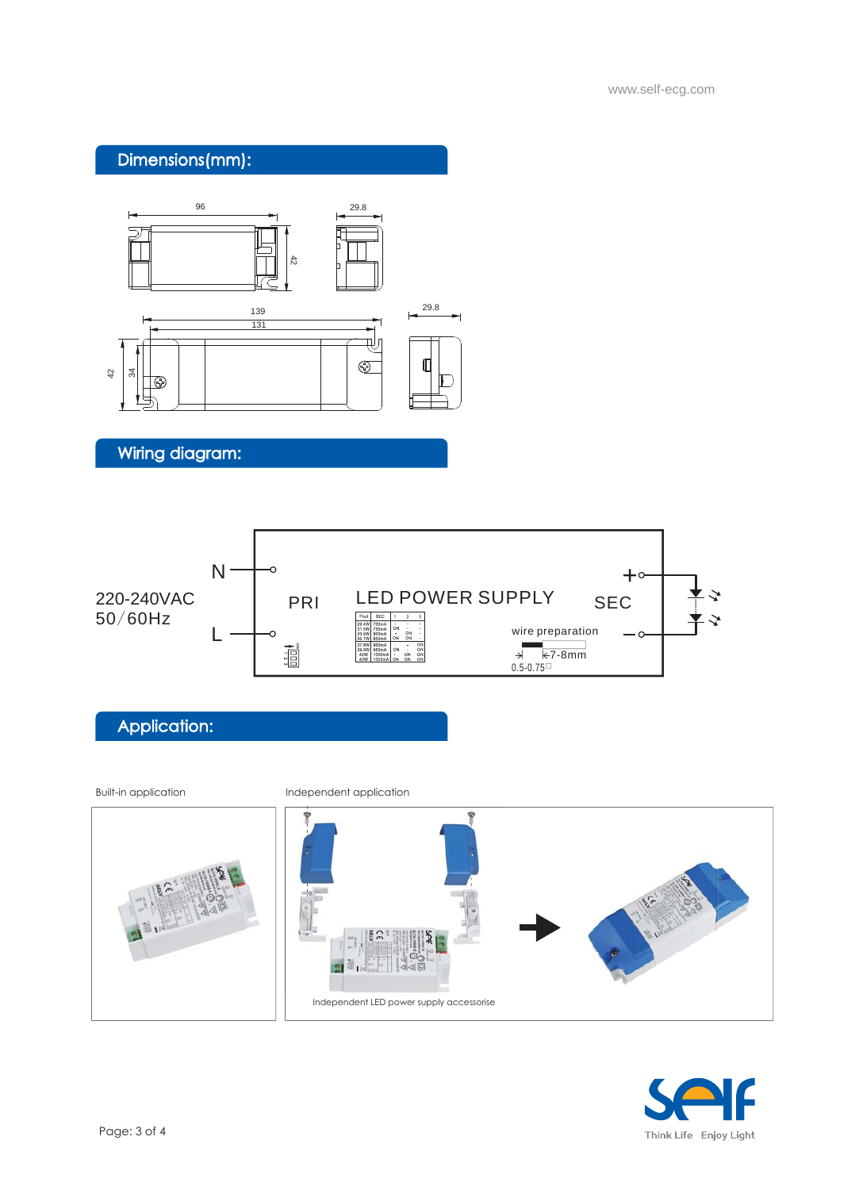## Dimensions(mm):

96

29.8

42

139

131

29.8

42

34

## Wiring diagram:

220-240VAC
50/60Hz

N

L

PRI

LED POWER SUPPLY

SEC

+

−

wire preparation

7-8mm

0.5-0.75□

## Application:

Built-in application

Independent application

Independent LED power supply accessorise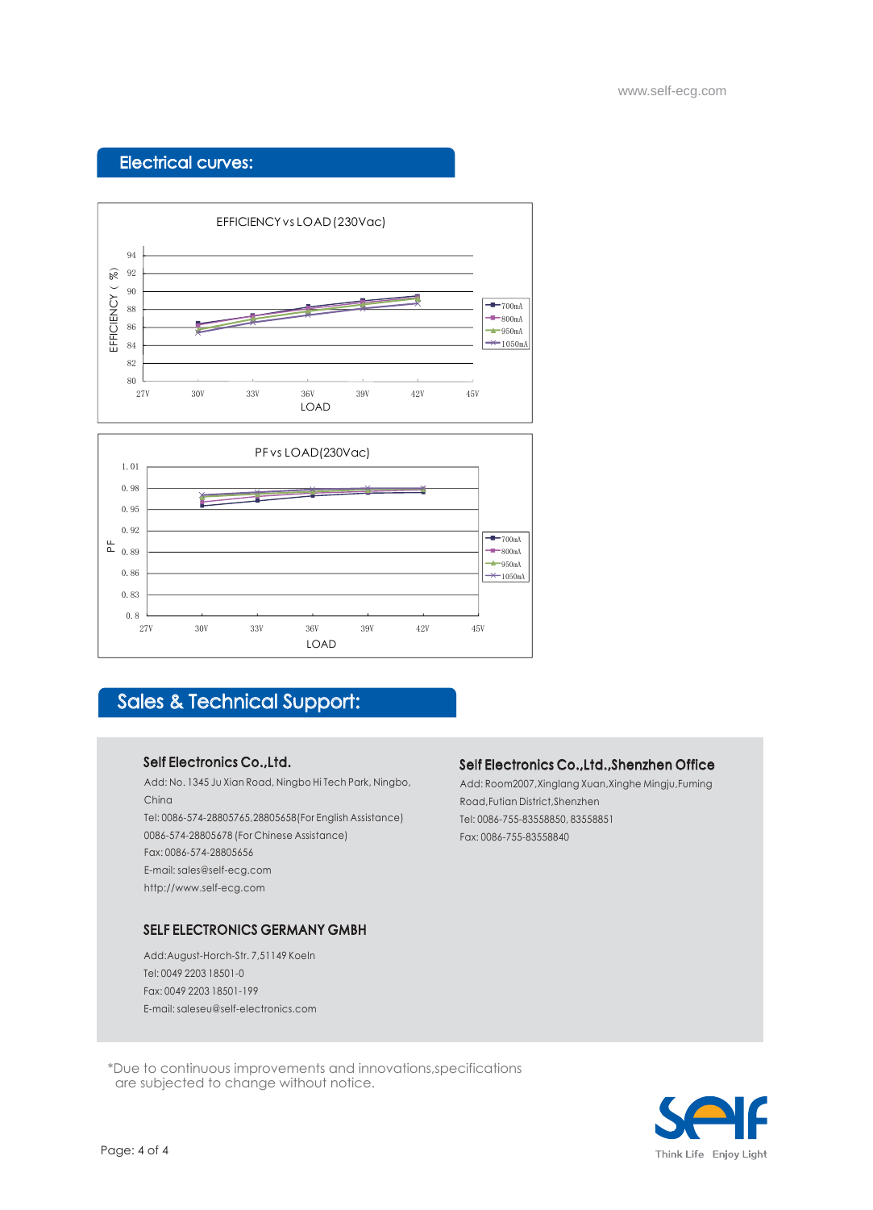## Electrical curves:

EFFICIENCY vs LOAD (230Vac)

EFFICIENCY ( %)

94
92
90
88
86
84
82
80

27V 30V 33V 36V 39V 42V 45V

LOAD

700mA
800mA
950mA
1050mA

PF vs LOAD(230Vac)

PF

1.01
0.98
0.95
0.92
0.89
0.86
0.83
0.8

27V 30V 33V 36V 39V 42V 45V

LOAD

700mA
800mA
950mA
1050mA

## Sales & Technical Support:

### Self Electronics Co.,Ltd.

Add: No. 1345 Ju Xian Road, Ningbo Hi Tech Park, Ningbo, China
Tel: 0086-574-28805765,28805658(For English Assistance)
0086-574-28805678 (For Chinese Assistance)
Fax: 0086-574-28805656
E-mail: sales@self-ecg.com
http://www.self-ecg.com

### Self Electronics Co.,Ltd.,Shenzhen Office

Add: Room2007,Xinglang Xuan,Xinghe Mingju,Fuming Road,Futian District,Shenzhen
Tel: 0086-755-83558850, 83558851
Fax: 0086-755-83558840

### SELF ELECTRONICS GERMANY GMBH

Add:August-Horch-Str. 7,51149 Koeln
Tel: 0049 2203 18501-0
Fax: 0049 2203 18501-199
E-mail: saleseu@self-electronics.com

*Due to continuous improvements and innovations,specifications are subjected to change without notice.

Think Life Enjoy Light